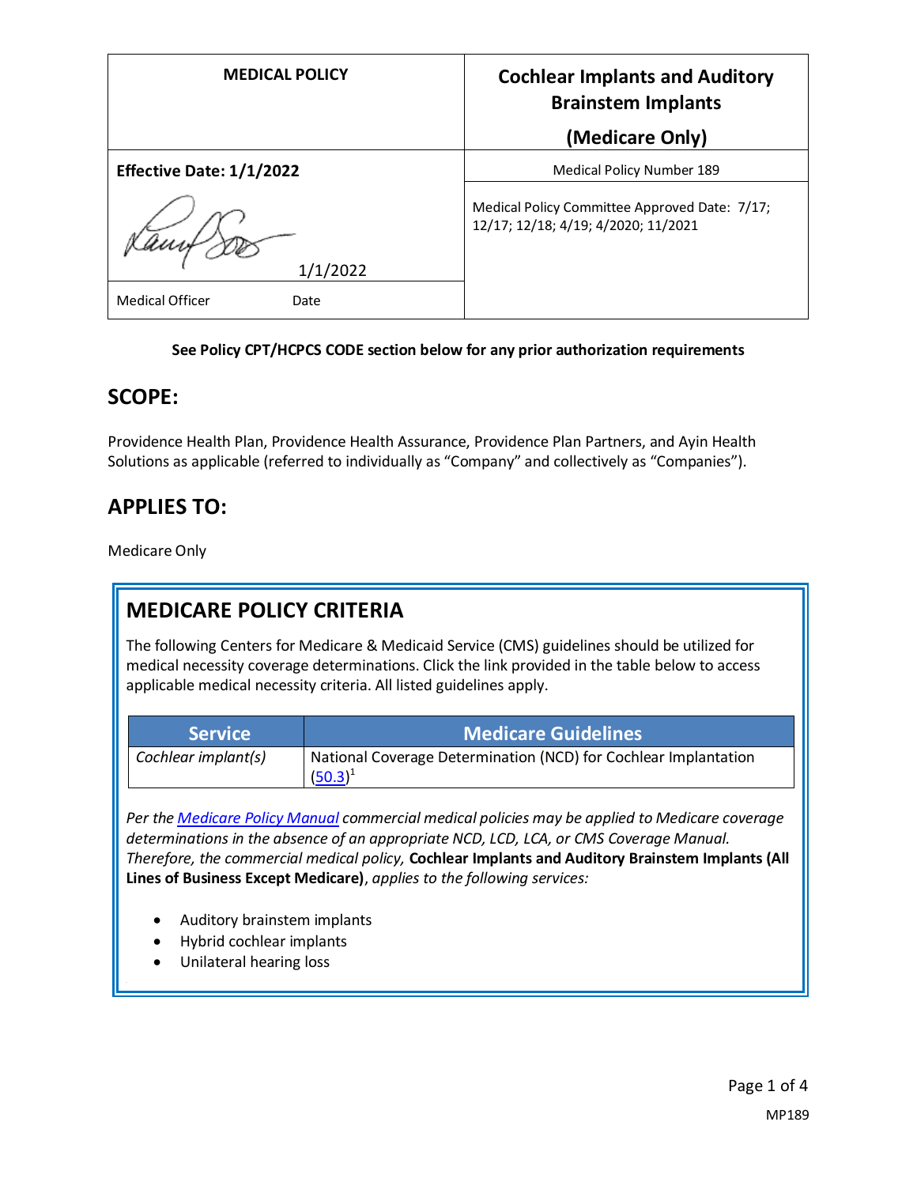| MEDICAL POLICY | Cochlear Implants and Auditory Brainstem Implants (Medicare Only) |
|---|---|
| **Effective Date: 1/1/2022** | Medical Policy Number 189 |
| 1/1/2022 | Medical Policy Committee Approved Date: 7/17; 12/17; 12/18; 4/19; 4/2020; 11/2021 |
| Medical Officer Date | |

**See Policy CPT/HCPCS CODE section below for any prior authorization requirements**

## SCOPE:

Providence Health Plan, Providence Health Assurance, Providence Plan Partners, and Ayin Health Solutions as applicable (referred to individually as "Company" and collectively as "Companies").

## APPLIES TO:

Medicare Only

## MEDICARE POLICY CRITERIA

The following Centers for Medicare & Medicaid Service (CMS) guidelines should be utilized for medical necessity coverage determinations. Click the link provided in the table below to access applicable medical necessity criteria. All listed guidelines apply.

| Service | Medicare Guidelines |
|---|---|
| *Cochlear implant(s)* | National Coverage Determination (NCD) for Cochlear Implantation (50.3)[1] |

*Per the Medicare Policy Manual commercial medical policies may be applied to Medicare coverage determinations in the absence of an appropriate NCD, LCD, LCA, or CMS Coverage Manual. Therefore, the commercial medical policy,* **Cochlear Implants and Auditory Brainstem Implants (All Lines of Business Except Medicare)**, *applies to the following services:*

- Auditory brainstem implants
- Hybrid cochlear implants
- Unilateral hearing loss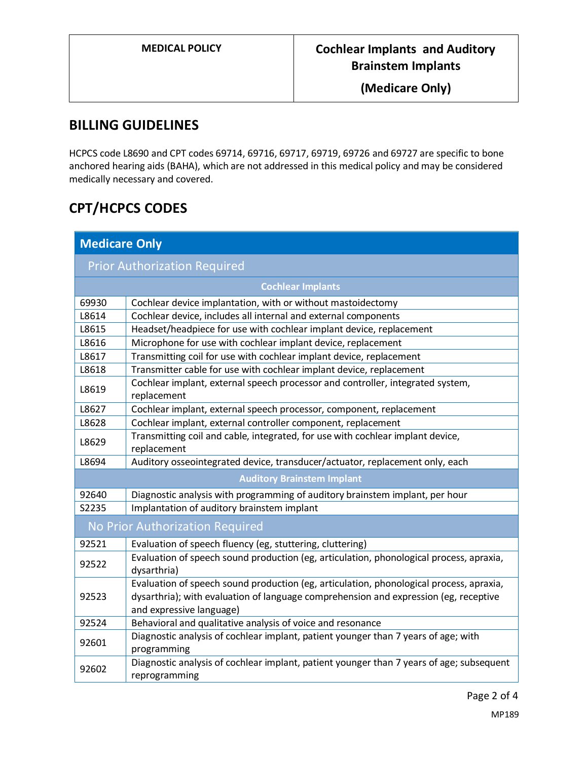## BILLING GUIDELINES

HCPCS code L8690 and CPT codes 69714, 69716, 69717, 69719, 69726 and 69727 are specific to bone anchored hearing aids (BAHA), which are not addressed in this medical policy and may be considered medically necessary and covered.

## CPT/HCPCS CODES

| Medicare Only | |
|---|---|
| **Prior Authorization Required** | |
| **Cochlear Implants** | |
| 69930 | Cochlear device implantation, with or without mastoidectomy |
| L8614 | Cochlear device, includes all internal and external components |
| L8615 | Headset/headpiece for use with cochlear implant device, replacement |
| L8616 | Microphone for use with cochlear implant device, replacement |
| L8617 | Transmitting coil for use with cochlear implant device, replacement |
| L8618 | Transmitter cable for use with cochlear implant device, replacement |
| L8619 | Cochlear implant, external speech processor and controller, integrated system, replacement |
| L8627 | Cochlear implant, external speech processor, component, replacement |
| L8628 | Cochlear implant, external controller component, replacement |
| L8629 | Transmitting coil and cable, integrated, for use with cochlear implant device, replacement |
| L8694 | Auditory osseointegrated device, transducer/actuator, replacement only, each |
| **Auditory Brainstem Implant** | |
| 92640 | Diagnostic analysis with programming of auditory brainstem implant, per hour |
| S2235 | Implantation of auditory brainstem implant |
| **No Prior Authorization Required** | |
| 92521 | Evaluation of speech fluency (eg, stuttering, cluttering) |
| 92522 | Evaluation of speech sound production (eg, articulation, phonological process, apraxia, dysarthria) |
| 92523 | Evaluation of speech sound production (eg, articulation, phonological process, apraxia, dysarthria); with evaluation of language comprehension and expression (eg, receptive and expressive language) |
| 92524 | Behavioral and qualitative analysis of voice and resonance |
| 92601 | Diagnostic analysis of cochlear implant, patient younger than 7 years of age; with programming |
| 92602 | Diagnostic analysis of cochlear implant, patient younger than 7 years of age; subsequent reprogramming |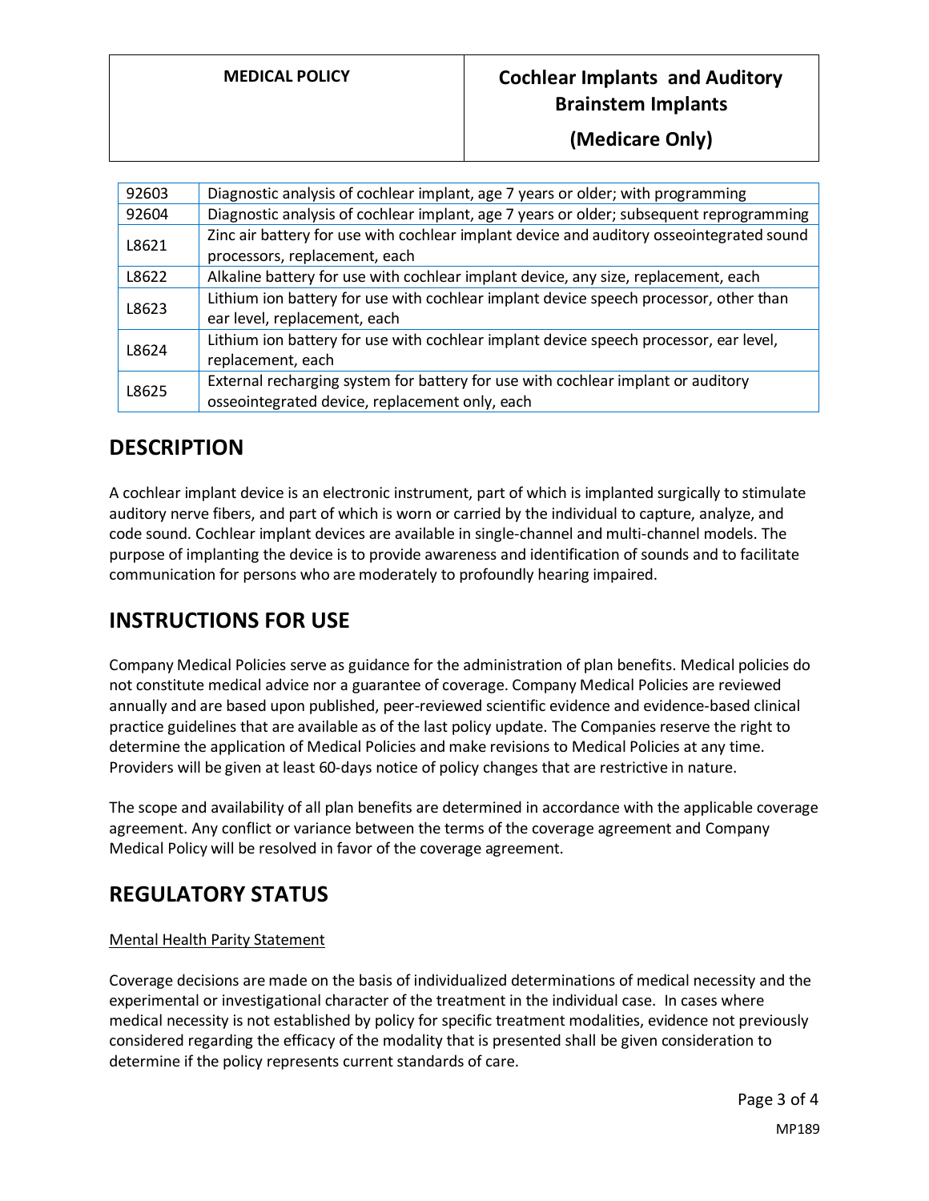| | |
|---|---|
| 92603 | Diagnostic analysis of cochlear implant, age 7 years or older; with programming |
| 92604 | Diagnostic analysis of cochlear implant, age 7 years or older; subsequent reprogramming |
| L8621 | Zinc air battery for use with cochlear implant device and auditory osseointegrated sound processors, replacement, each |
| L8622 | Alkaline battery for use with cochlear implant device, any size, replacement, each |
| L8623 | Lithium ion battery for use with cochlear implant device speech processor, other than ear level, replacement, each |
| L8624 | Lithium ion battery for use with cochlear implant device speech processor, ear level, replacement, each |
| L8625 | External recharging system for battery for use with cochlear implant or auditory osseointegrated device, replacement only, each |

## DESCRIPTION

A cochlear implant device is an electronic instrument, part of which is implanted surgically to stimulate auditory nerve fibers, and part of which is worn or carried by the individual to capture, analyze, and code sound. Cochlear implant devices are available in single-channel and multi-channel models. The purpose of implanting the device is to provide awareness and identification of sounds and to facilitate communication for persons who are moderately to profoundly hearing impaired.

## INSTRUCTIONS FOR USE

Company Medical Policies serve as guidance for the administration of plan benefits. Medical policies do not constitute medical advice nor a guarantee of coverage. Company Medical Policies are reviewed annually and are based upon published, peer-reviewed scientific evidence and evidence-based clinical practice guidelines that are available as of the last policy update. The Companies reserve the right to determine the application of Medical Policies and make revisions to Medical Policies at any time. Providers will be given at least 60-days notice of policy changes that are restrictive in nature.

The scope and availability of all plan benefits are determined in accordance with the applicable coverage agreement. Any conflict or variance between the terms of the coverage agreement and Company Medical Policy will be resolved in favor of the coverage agreement.

## REGULATORY STATUS

Mental Health Parity Statement

Coverage decisions are made on the basis of individualized determinations of medical necessity and the experimental or investigational character of the treatment in the individual case. In cases where medical necessity is not established by policy for specific treatment modalities, evidence not previously considered regarding the efficacy of the modality that is presented shall be given consideration to determine if the policy represents current standards of care.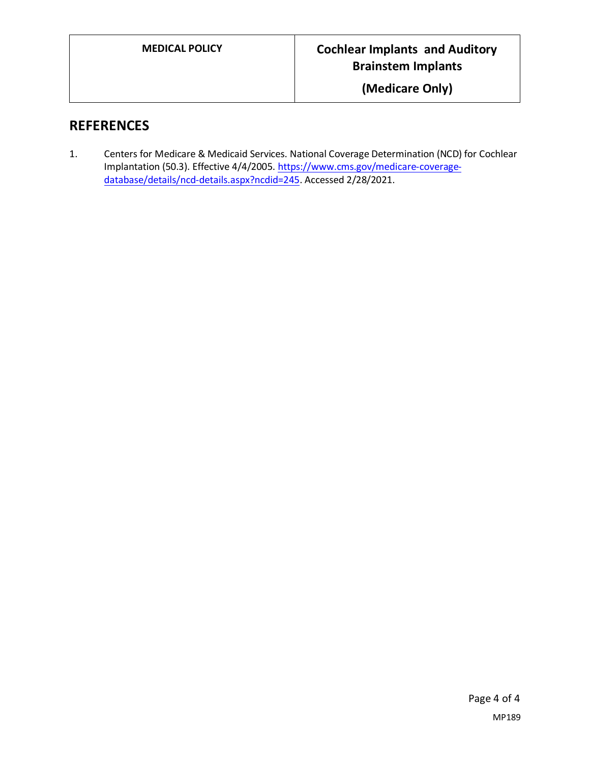## REFERENCES

1. Centers for Medicare & Medicaid Services. National Coverage Determination (NCD) for Cochlear Implantation (50.3). Effective 4/4/2005. https://www.cms.gov/medicare-coverage-database/details/ncd-details.aspx?ncdid=245. Accessed 2/28/2021.